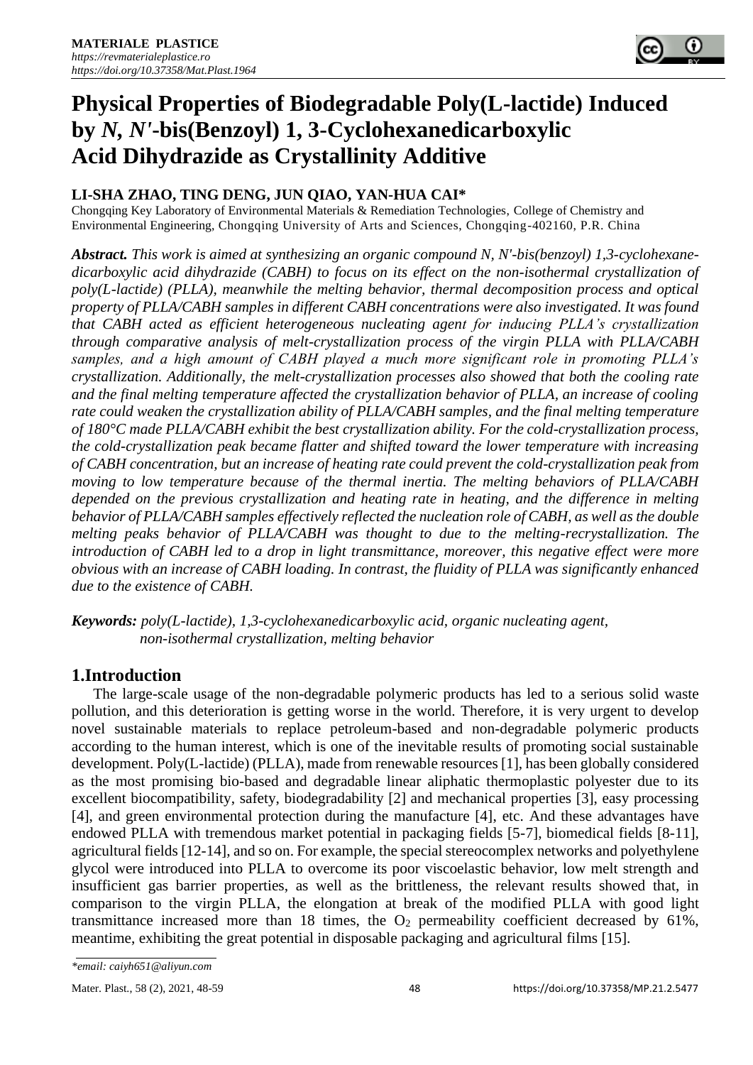# Physical Properties of Biodegradable Poly(L-lactide) Induced by *N, N'*-bis(Benzoyl) 1, 3-Cyclohexanedicarboxylic Acid Dihydrazide as Crystallinity Additive

**LI-SHA ZHAO, TING DENG, JUN QIAO, YAN-HUA CAI***

Chongqing Key Laboratory of Environmental Materials & Remediation Technologies, College of Chemistry and Environmental Engineering, Chongqing University of Arts and Sciences, Chongqing-402160, P.R. China

***Abstract.*** *This work is aimed at synthesizing an organic compound N, N'-bis(benzoyl) 1,3-cyclohexane-dicarboxylic acid dihydrazide (CABH) to focus on its effect on the non-isothermal crystallization of poly(L-lactide) (PLLA), meanwhile the melting behavior, thermal decomposition process and optical property of PLLA/CABH samples in different CABH concentrations were also investigated. It was found that CABH acted as efficient heterogeneous nucleating agent for inducing PLLA's crystallization through comparative analysis of melt-crystallization process of the virgin PLLA with PLLA/CABH samples, and a high amount of CABH played a much more significant role in promoting PLLA's crystallization. Additionally, the melt-crystallization processes also showed that both the cooling rate and the final melting temperature affected the crystallization behavior of PLLA, an increase of cooling rate could weaken the crystallization ability of PLLA/CABH samples, and the final melting temperature of 180°C made PLLA/CABH exhibit the best crystallization ability. For the cold-crystallization process, the cold-crystallization peak became flatter and shifted toward the lower temperature with increasing of CABH concentration, but an increase of heating rate could prevent the cold-crystallization peak from moving to low temperature because of the thermal inertia. The melting behaviors of PLLA/CABH depended on the previous crystallization and heating rate in heating, and the difference in melting behavior of PLLA/CABH samples effectively reflected the nucleation role of CABH, as well as the double melting peaks behavior of PLLA/CABH was thought to due to the melting-recrystallization. The introduction of CABH led to a drop in light transmittance, moreover, this negative effect were more obvious with an increase of CABH loading. In contrast, the fluidity of PLLA was significantly enhanced due to the existence of CABH.*

***Keywords:*** *poly(L-lactide), 1,3-cyclohexanedicarboxylic acid, organic nucleating agent, non-isothermal crystallization, melting behavior*

## 1.Introduction

The large-scale usage of the non-degradable polymeric products has led to a serious solid waste pollution, and this deterioration is getting worse in the world. Therefore, it is very urgent to develop novel sustainable materials to replace petroleum-based and non-degradable polymeric products according to the human interest, which is one of the inevitable results of promoting social sustainable development. Poly(L-lactide) (PLLA), made from renewable resources [1], has been globally considered as the most promising bio-based and degradable linear aliphatic thermoplastic polyester due to its excellent biocompatibility, safety, biodegradability [2] and mechanical properties [3], easy processing [4], and green environmental protection during the manufacture [4], etc. And these advantages have endowed PLLA with tremendous market potential in packaging fields [5-7], biomedical fields [8-11], agricultural fields [12-14], and so on. For example, the special stereocomplex networks and polyethylene glycol were introduced into PLLA to overcome its poor viscoelastic behavior, low melt strength and insufficient gas barrier properties, as well as the brittleness, the relevant results showed that, in comparison to the virgin PLLA, the elongation at break of the modified PLLA with good light transmittance increased more than 18 times, the $O_2$ permeability coefficient decreased by 61%, meantime, exhibiting the great potential in disposable packaging and agricultural films [15].

*\*email: caiyh651@aliyun.com*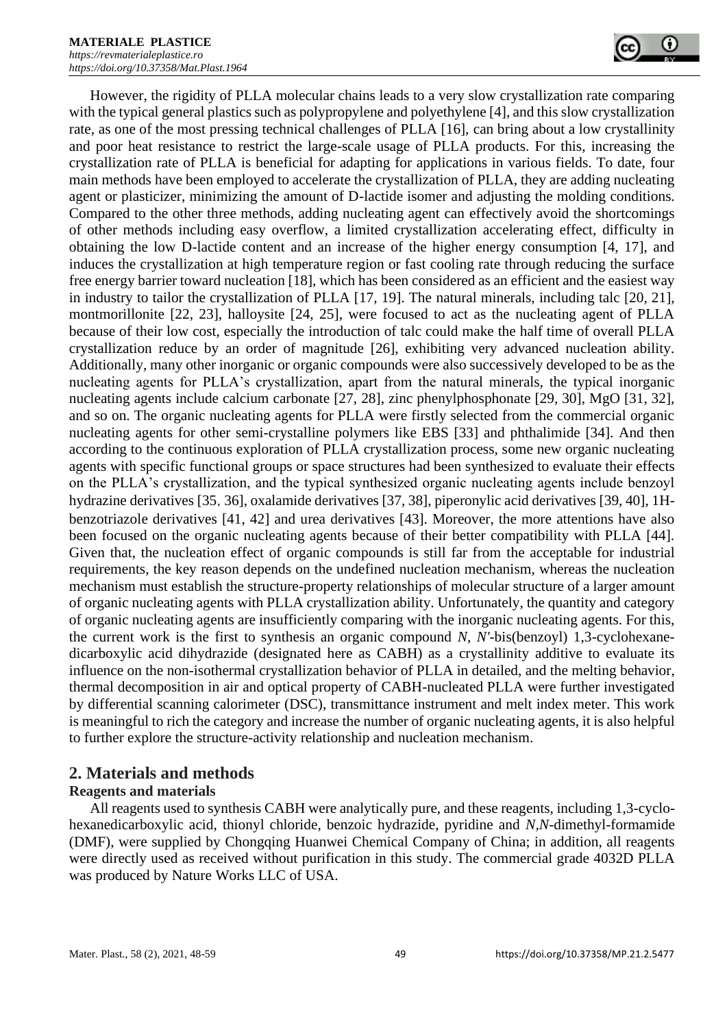However, the rigidity of PLLA molecular chains leads to a very slow crystallization rate comparing with the typical general plastics such as polypropylene and polyethylene [4], and this slow crystallization rate, as one of the most pressing technical challenges of PLLA [16], can bring about a low crystallinity and poor heat resistance to restrict the large-scale usage of PLLA products. For this, increasing the crystallization rate of PLLA is beneficial for adapting for applications in various fields. To date, four main methods have been employed to accelerate the crystallization of PLLA, they are adding nucleating agent or plasticizer, minimizing the amount of D-lactide isomer and adjusting the molding conditions. Compared to the other three methods, adding nucleating agent can effectively avoid the shortcomings of other methods including easy overflow, a limited crystallization accelerating effect, difficulty in obtaining the low D-lactide content and an increase of the higher energy consumption [4, 17], and induces the crystallization at high temperature region or fast cooling rate through reducing the surface free energy barrier toward nucleation [18], which has been considered as an efficient and the easiest way in industry to tailor the crystallization of PLLA [17, 19]. The natural minerals, including talc [20, 21], montmorillonite [22, 23], halloysite [24, 25], were focused to act as the nucleating agent of PLLA because of their low cost, especially the introduction of talc could make the half time of overall PLLA crystallization reduce by an order of magnitude [26], exhibiting very advanced nucleation ability. Additionally, many other inorganic or organic compounds were also successively developed to be as the nucleating agents for PLLA's crystallization, apart from the natural minerals, the typical inorganic nucleating agents include calcium carbonate [27, 28], zinc phenylphosphonate [29, 30], MgO [31, 32], and so on. The organic nucleating agents for PLLA were firstly selected from the commercial organic nucleating agents for other semi-crystalline polymers like EBS [33] and phthalimide [34]. And then according to the continuous exploration of PLLA crystallization process, some new organic nucleating agents with specific functional groups or space structures had been synthesized to evaluate their effects on the PLLA's crystallization, and the typical synthesized organic nucleating agents include benzoyl hydrazine derivatives [35, 36], oxalamide derivatives [37, 38], piperonylic acid derivatives [39, 40], 1H-benzotriazole derivatives [41, 42] and urea derivatives [43]. Moreover, the more attentions have also been focused on the organic nucleating agents because of their better compatibility with PLLA [44]. Given that, the nucleation effect of organic compounds is still far from the acceptable for industrial requirements, the key reason depends on the undefined nucleation mechanism, whereas the nucleation mechanism must establish the structure-property relationships of molecular structure of a larger amount of organic nucleating agents with PLLA crystallization ability. Unfortunately, the quantity and category of organic nucleating agents are insufficiently comparing with the inorganic nucleating agents. For this, the current work is the first to synthesis an organic compound *N, N'*-bis(benzoyl) 1,3-cyclohexane-dicarboxylic acid dihydrazide (designated here as CABH) as a crystallinity additive to evaluate its influence on the non-isothermal crystallization behavior of PLLA in detailed, and the melting behavior, thermal decomposition in air and optical property of CABH-nucleated PLLA were further investigated by differential scanning calorimeter (DSC), transmittance instrument and melt index meter. This work is meaningful to rich the category and increase the number of organic nucleating agents, it is also helpful to further explore the structure-activity relationship and nucleation mechanism.

## 2. Materials and methods

### Reagents and materials

All reagents used to synthesis CABH were analytically pure, and these reagents, including 1,3-cyclohexanedicarboxylic acid, thionyl chloride, benzoic hydrazide, pyridine and *N,N*-dimethyl-formamide (DMF), were supplied by Chongqing Huanwei Chemical Company of China; in addition, all reagents were directly used as received without purification in this study. The commercial grade 4032D PLLA was produced by Nature Works LLC of USA.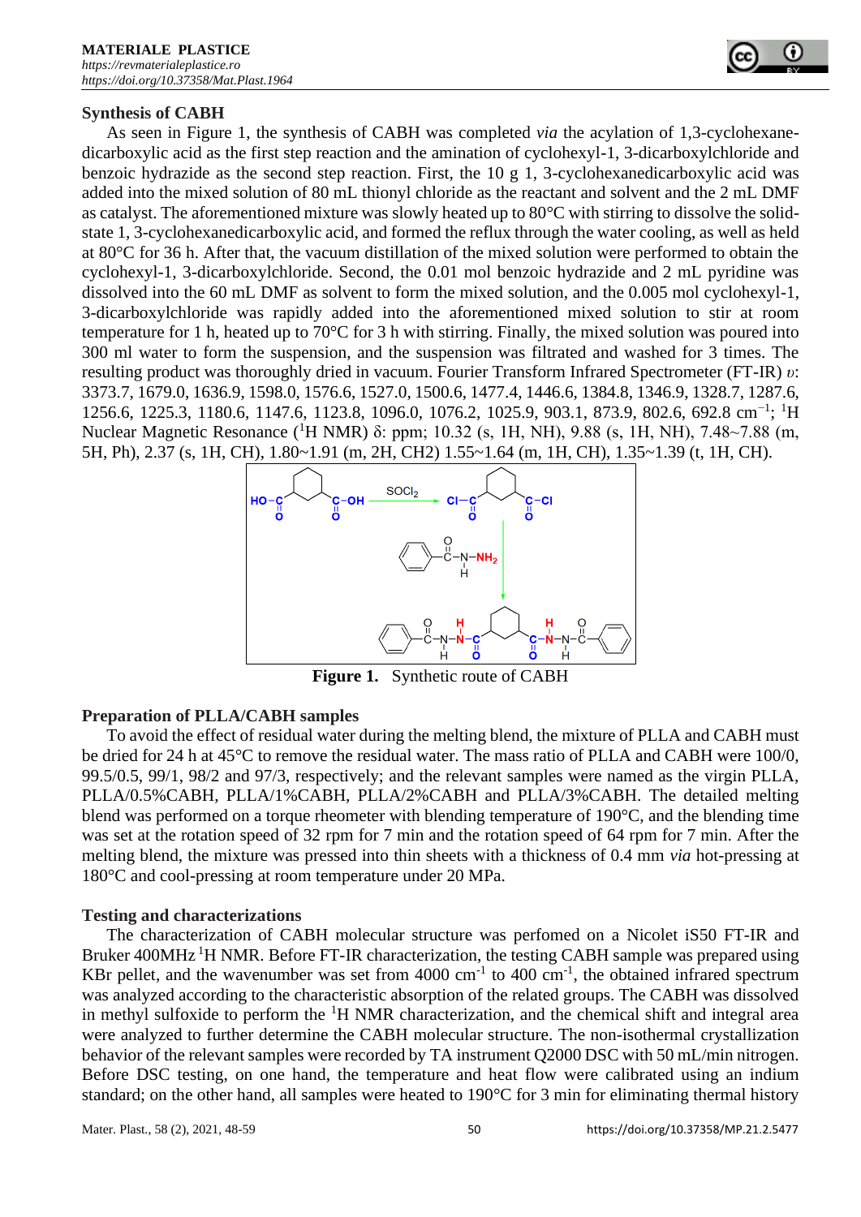### Synthesis of CABH

As seen in Figure 1, the synthesis of CABH was completed *via* the acylation of 1,3-cyclohexane-dicarboxylic acid as the first step reaction and the amination of cyclohexyl-1, 3-dicarboxylchloride and benzoic hydrazide as the second step reaction. First, the 10 g 1, 3-cyclohexanedicarboxylic acid was added into the mixed solution of 80 mL thionyl chloride as the reactant and solvent and the 2 mL DMF as catalyst. The aforementioned mixture was slowly heated up to 80°C with stirring to dissolve the solid-state 1, 3-cyclohexanedicarboxylic acid, and formed the reflux through the water cooling, as well as held at 80°C for 36 h. After that, the vacuum distillation of the mixed solution were performed to obtain the cyclohexyl-1, 3-dicarboxylchloride. Second, the 0.01 mol benzoic hydrazide and 2 mL pyridine was dissolved into the 60 mL DMF as solvent to form the mixed solution, and the 0.005 mol cyclohexyl-1, 3-dicarboxylchloride was rapidly added into the aforementioned mixed solution to stir at room temperature for 1 h, heated up to 70°C for 3 h with stirring. Finally, the mixed solution was poured into 300 ml water to form the suspension, and the suspension was filtrated and washed for 3 times. The resulting product was thoroughly dried in vacuum. Fourier Transform Infrared Spectrometer (FT-IR) $\upsilon$: 3373.7, 1679.0, 1636.9, 1598.0, 1576.6, 1527.0, 1500.6, 1477.4, 1446.6, 1384.8, 1346.9, 1328.7, 1287.6, 1256.6, 1225.3, 1180.6, 1147.6, 1123.8, 1096.0, 1076.2, 1025.9, 903.1, 873.9, 802.6, 692.8 $cm^{-1}$; $^1H$ Nuclear Magnetic Resonance ($^1H$ NMR) δ: ppm; 10.32 (s, 1H, NH), 9.88 (s, 1H, NH), 7.48~7.88 (m, 5H, Ph), 2.37 (s, 1H, CH), 1.80~1.91 (m, 2H, CH2) 1.55~1.64 (m, 1H, CH), 1.35~1.39 (t, 1H, CH).

**Figure 1.** Synthetic route of CABH

### Preparation of PLLA/CABH samples

To avoid the effect of residual water during the melting blend, the mixture of PLLA and CABH must be dried for 24 h at 45°C to remove the residual water. The mass ratio of PLLA and CABH were 100/0, 99.5/0.5, 99/1, 98/2 and 97/3, respectively; and the relevant samples were named as the virgin PLLA, PLLA/0.5%CABH, PLLA/1%CABH, PLLA/2%CABH and PLLA/3%CABH. The detailed melting blend was performed on a torque rheometer with blending temperature of 190°C, and the blending time was set at the rotation speed of 32 rpm for 7 min and the rotation speed of 64 rpm for 7 min. After the melting blend, the mixture was pressed into thin sheets with a thickness of 0.4 mm *via* hot-pressing at 180°C and cool-pressing at room temperature under 20 MPa.

### Testing and characterizations

The characterization of CABH molecular structure was perfomed on a Nicolet iS50 FT-IR and Bruker 400MHz $^1H$ NMR. Before FT-IR characterization, the testing CABH sample was prepared using KBr pellet, and the wavenumber was set from 4000 $cm^{-1}$ to 400 $cm^{-1}$, the obtained infrared spectrum was analyzed according to the characteristic absorption of the related groups. The CABH was dissolved in methyl sulfoxide to perform the $^1H$ NMR characterization, and the chemical shift and integral area were analyzed to further determine the CABH molecular structure. The non-isothermal crystallization behavior of the relevant samples were recorded by TA instrument Q2000 DSC with 50 mL/min nitrogen. Before DSC testing, on one hand, the temperature and heat flow were calibrated using an indium standard; on the other hand, all samples were heated to 190°C for 3 min for eliminating thermal history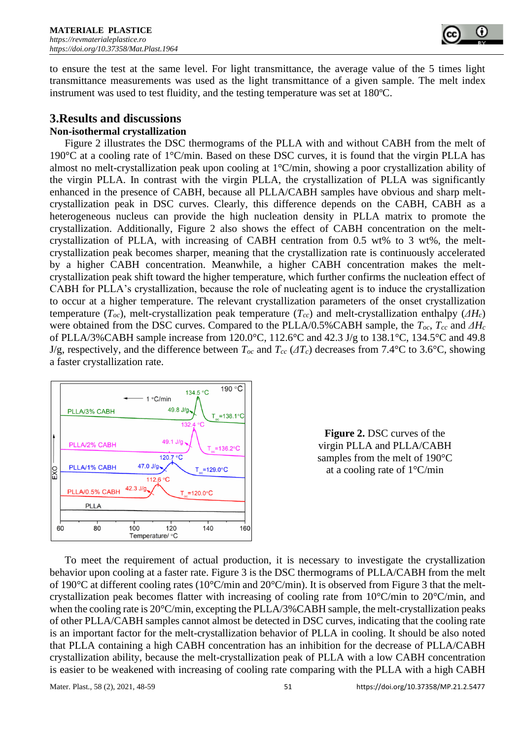to ensure the test at the same level. For light transmittance, the average value of the 5 times light transmittance measurements was used as the light transmittance of a given sample. The melt index instrument was used to test fluidity, and the testing temperature was set at 180ºC.

## 3.Results and discussions

### Non-isothermal crystallization

Figure 2 illustrates the DSC thermograms of the PLLA with and without CABH from the melt of 190°C at a cooling rate of 1°C/min. Based on these DSC curves, it is found that the virgin PLLA has almost no melt-crystallization peak upon cooling at 1°C/min, showing a poor crystallization ability of the virgin PLLA. In contrast with the virgin PLLA, the crystallization of PLLA was significantly enhanced in the presence of CABH, because all PLLA/CABH samples have obvious and sharp melt-crystallization peak in DSC curves. Clearly, this difference depends on the CABH, CABH as a heterogeneous nucleus can provide the high nucleation density in PLLA matrix to promote the crystallization. Additionally, Figure 2 also shows the effect of CABH concentration on the melt-crystallization of PLLA, with increasing of CABH centration from 0.5 wt% to 3 wt%, the melt-crystallization peak becomes sharper, meaning that the crystallization rate is continuously accelerated by a higher CABH concentration. Meanwhile, a higher CABH concentration makes the melt-crystallization peak shift toward the higher temperature, which further confirms the nucleation effect of CABH for PLLA's crystallization, because the role of nucleating agent is to induce the crystallization to occur at a higher temperature. The relevant crystallization parameters of the onset crystallization temperature ($T_{oc}$), melt-crystallization peak temperature ($T_{cc}$) and melt-crystallization enthalpy ($\Delta H_c$) were obtained from the DSC curves. Compared to the PLLA/0.5%CABH sample, the $T_{oc}$, $T_{cc}$ and $\Delta H_c$ of PLLA/3%CABH sample increase from 120.0°C, 112.6°C and 42.3 J/g to 138.1°C, 134.5°C and 49.8 J/g, respectively, and the difference between $T_{oc}$ and $T_{cc}$ ($\Delta T_c$) decreases from 7.4°C to 3.6°C, showing a faster crystallization rate.

**Figure 2.** DSC curves of the virgin PLLA and PLLA/CABH samples from the melt of 190°C at a cooling rate of 1°C/min

To meet the requirement of actual production, it is necessary to investigate the crystallization behavior upon cooling at a faster rate. Figure 3 is the DSC thermograms of PLLA/CABH from the melt of 190°C at different cooling rates (10°C/min and 20°C/min). It is observed from Figure 3 that the melt-crystallization peak becomes flatter with increasing of cooling rate from 10°C/min to 20°C/min, and when the cooling rate is 20°C/min, excepting the PLLA/3%CABH sample, the melt-crystallization peaks of other PLLA/CABH samples cannot almost be detected in DSC curves, indicating that the cooling rate is an important factor for the melt-crystallization behavior of PLLA in cooling. It should be also noted that PLLA containing a high CABH concentration has an inhibition for the decrease of PLLA/CABH crystallization ability, because the melt-crystallization peak of PLLA with a low CABH concentration is easier to be weakened with increasing of cooling rate comparing with the PLLA with a high CABH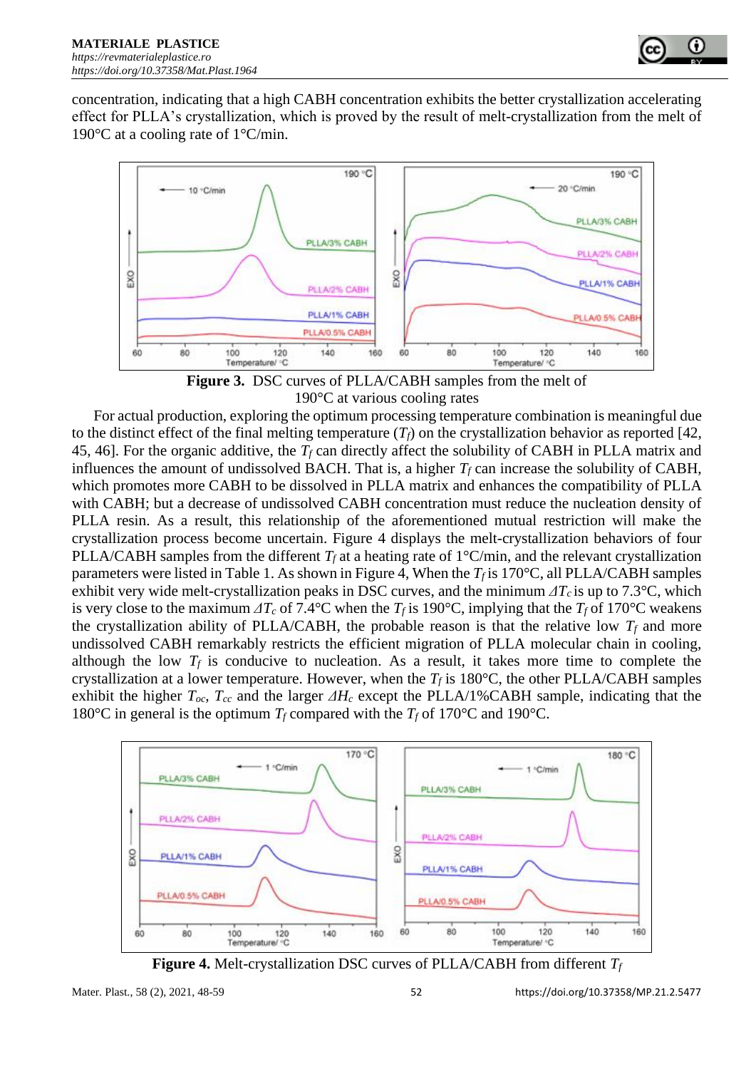concentration, indicating that a high CABH concentration exhibits the better crystallization accelerating effect for PLLA's crystallization, which is proved by the result of melt-crystallization from the melt of 190°C at a cooling rate of 1°C/min.

**Figure 3.** DSC curves of PLLA/CABH samples from the melt of 190°C at various cooling rates

For actual production, exploring the optimum processing temperature combination is meaningful due to the distinct effect of the final melting temperature ($T_f$) on the crystallization behavior as reported [42, 45, 46]. For the organic additive, the $T_f$ can directly affect the solubility of CABH in PLLA matrix and influences the amount of undissolved BACH. That is, a higher $T_f$ can increase the solubility of CABH, which promotes more CABH to be dissolved in PLLA matrix and enhances the compatibility of PLLA with CABH; but a decrease of undissolved CABH concentration must reduce the nucleation density of PLLA resin. As a result, this relationship of the aforementioned mutual restriction will make the crystallization process become uncertain. Figure 4 displays the melt-crystallization behaviors of four PLLA/CABH samples from the different $T_f$ at a heating rate of 1°C/min, and the relevant crystallization parameters were listed in Table 1. As shown in Figure 4, When the $T_f$ is 170°C, all PLLA/CABH samples exhibit very wide melt-crystallization peaks in DSC curves, and the minimum $\Delta T_c$ is up to 7.3°C, which is very close to the maximum $\Delta T_c$ of 7.4°C when the $T_f$ is 190°C, implying that the $T_f$ of 170°C weakens the crystallization ability of PLLA/CABH, the probable reason is that the relative low $T_f$ and more undissolved CABH remarkably restricts the efficient migration of PLLA molecular chain in cooling, although the low $T_f$ is conducive to nucleation. As a result, it takes more time to complete the crystallization at a lower temperature. However, when the $T_f$ is 180°C, the other PLLA/CABH samples exhibit the higher $T_{oc}$, $T_{cc}$ and the larger $\Delta H_c$ except the PLLA/1%CABH sample, indicating that the 180°C in general is the optimum $T_f$ compared with the $T_f$ of 170°C and 190°C.

**Figure 4.** Melt-crystallization DSC curves of PLLA/CABH from different $T_f$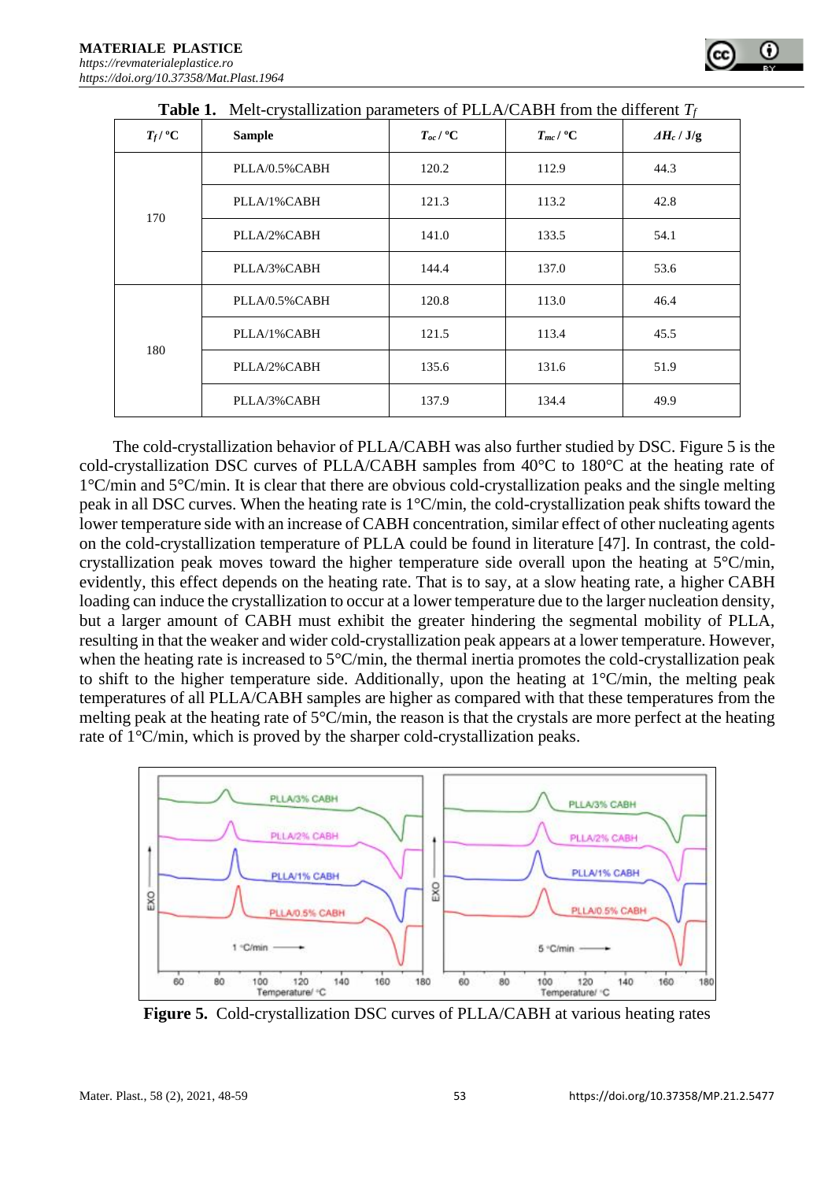**Table 1.** Melt-crystallization parameters of PLLA/CABH from the different $T_f$

| $T_f$ / °C | Sample | $T_{oc}$ / °C | $T_{mc}$ / °C | $\Delta H_c$ / J/g |
|---|---|---|---|---|
| 170 | PLLA/0.5%CABH | 120.2 | 112.9 | 44.3 |
| | PLLA/1%CABH | 121.3 | 113.2 | 42.8 |
| | PLLA/2%CABH | 141.0 | 133.5 | 54.1 |
| | PLLA/3%CABH | 144.4 | 137.0 | 53.6 |
| 180 | PLLA/0.5%CABH | 120.8 | 113.0 | 46.4 |
| | PLLA/1%CABH | 121.5 | 113.4 | 45.5 |
| | PLLA/2%CABH | 135.6 | 131.6 | 51.9 |
| | PLLA/3%CABH | 137.9 | 134.4 | 49.9 |

The cold-crystallization behavior of PLLA/CABH was also further studied by DSC. Figure 5 is the cold-crystallization DSC curves of PLLA/CABH samples from 40°C to 180°C at the heating rate of 1°C/min and 5°C/min. It is clear that there are obvious cold-crystallization peaks and the single melting peak in all DSC curves. When the heating rate is 1°C/min, the cold-crystallization peak shifts toward the lower temperature side with an increase of CABH concentration, similar effect of other nucleating agents on the cold-crystallization temperature of PLLA could be found in literature [47]. In contrast, the cold-crystallization peak moves toward the higher temperature side overall upon the heating at 5°C/min, evidently, this effect depends on the heating rate. That is to say, at a slow heating rate, a higher CABH loading can induce the crystallization to occur at a lower temperature due to the larger nucleation density, but a larger amount of CABH must exhibit the greater hindering the segmental mobility of PLLA, resulting in that the weaker and wider cold-crystallization peak appears at a lower temperature. However, when the heating rate is increased to 5°C/min, the thermal inertia promotes the cold-crystallization peak to shift to the higher temperature side. Additionally, upon the heating at 1°C/min, the melting peak temperatures of all PLLA/CABH samples are higher as compared with that these temperatures from the melting peak at the heating rate of 5°C/min, the reason is that the crystals are more perfect at the heating rate of 1°C/min, which is proved by the sharper cold-crystallization peaks.

**Figure 5.** Cold-crystallization DSC curves of PLLA/CABH at various heating rates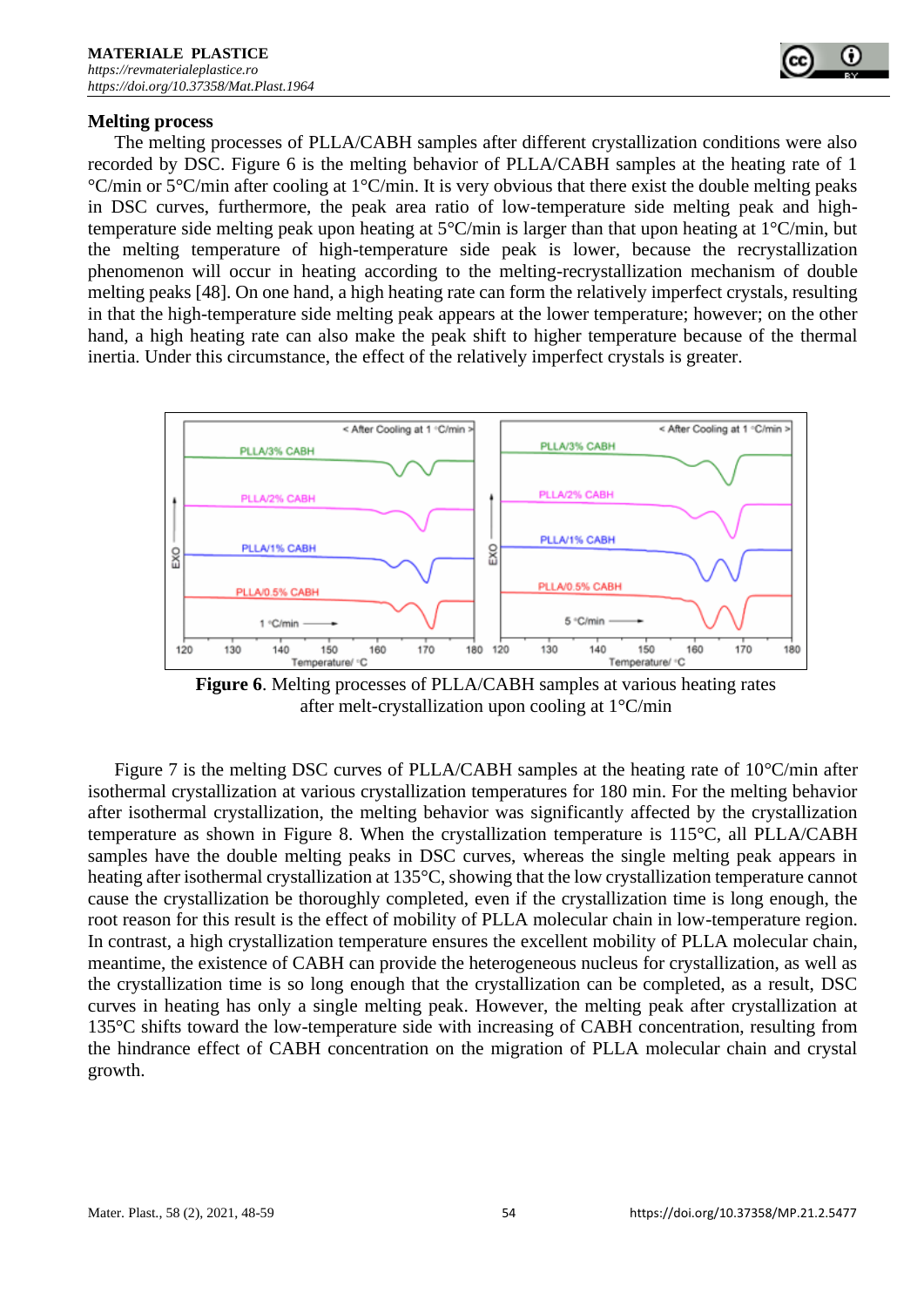## Melting process

The melting processes of PLLA/CABH samples after different crystallization conditions were also recorded by DSC. Figure 6 is the melting behavior of PLLA/CABH samples at the heating rate of 1 °C/min or 5°C/min after cooling at 1°C/min. It is very obvious that there exist the double melting peaks in DSC curves, furthermore, the peak area ratio of low-temperature side melting peak and high-temperature side melting peak upon heating at 5°C/min is larger than that upon heating at 1°C/min, but the melting temperature of high-temperature side peak is lower, because the recrystallization phenomenon will occur in heating according to the melting-recrystallization mechanism of double melting peaks [48]. On one hand, a high heating rate can form the relatively imperfect crystals, resulting in that the high-temperature side melting peak appears at the lower temperature; however; on the other hand, a high heating rate can also make the peak shift to higher temperature because of the thermal inertia. Under this circumstance, the effect of the relatively imperfect crystals is greater.

**Figure 6**. Melting processes of PLLA/CABH samples at various heating rates after melt-crystallization upon cooling at 1°C/min

Figure 7 is the melting DSC curves of PLLA/CABH samples at the heating rate of 10°C/min after isothermal crystallization at various crystallization temperatures for 180 min. For the melting behavior after isothermal crystallization, the melting behavior was significantly affected by the crystallization temperature as shown in Figure 8. When the crystallization temperature is 115°C, all PLLA/CABH samples have the double melting peaks in DSC curves, whereas the single melting peak appears in heating after isothermal crystallization at 135°C, showing that the low crystallization temperature cannot cause the crystallization be thoroughly completed, even if the crystallization time is long enough, the root reason for this result is the effect of mobility of PLLA molecular chain in low-temperature region. In contrast, a high crystallization temperature ensures the excellent mobility of PLLA molecular chain, meantime, the existence of CABH can provide the heterogeneous nucleus for crystallization, as well as the crystallization time is so long enough that the crystallization can be completed, as a result, DSC curves in heating has only a single melting peak. However, the melting peak after crystallization at 135°C shifts toward the low-temperature side with increasing of CABH concentration, resulting from the hindrance effect of CABH concentration on the migration of PLLA molecular chain and crystal growth.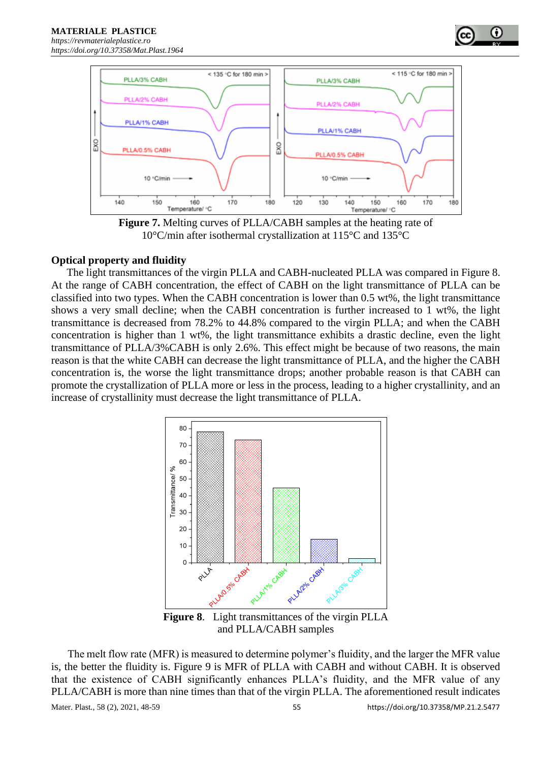**Figure 7.** Melting curves of PLLA/CABH samples at the heating rate of 10°C/min after isothermal crystallization at 115°C and 135°C

## Optical property and fluidity

The light transmittances of the virgin PLLA and CABH-nucleated PLLA was compared in Figure 8. At the range of CABH concentration, the effect of CABH on the light transmittance of PLLA can be classified into two types. When the CABH concentration is lower than 0.5 wt%, the light transmittance shows a very small decline; when the CABH concentration is further increased to 1 wt%, the light transmittance is decreased from 78.2% to 44.8% compared to the virgin PLLA; and when the CABH concentration is higher than 1 wt%, the light transmittance exhibits a drastic decline, even the light transmittance of PLLA/3%CABH is only 2.6%. This effect might be because of two reasons, the main reason is that the white CABH can decrease the light transmittance of PLLA, and the higher the CABH concentration is, the worse the light transmittance drops; another probable reason is that CABH can promote the crystallization of PLLA more or less in the process, leading to a higher crystallinity, and an increase of crystallinity must decrease the light transmittance of PLLA.

**Figure 8**. Light transmittances of the virgin PLLA and PLLA/CABH samples

The melt flow rate (MFR) is measured to determine polymer's fluidity, and the larger the MFR value is, the better the fluidity is. Figure 9 is MFR of PLLA with CABH and without CABH. It is observed that the existence of CABH significantly enhances PLLA's fluidity, and the MFR value of any PLLA/CABH is more than nine times than that of the virgin PLLA. The aforementioned result indicates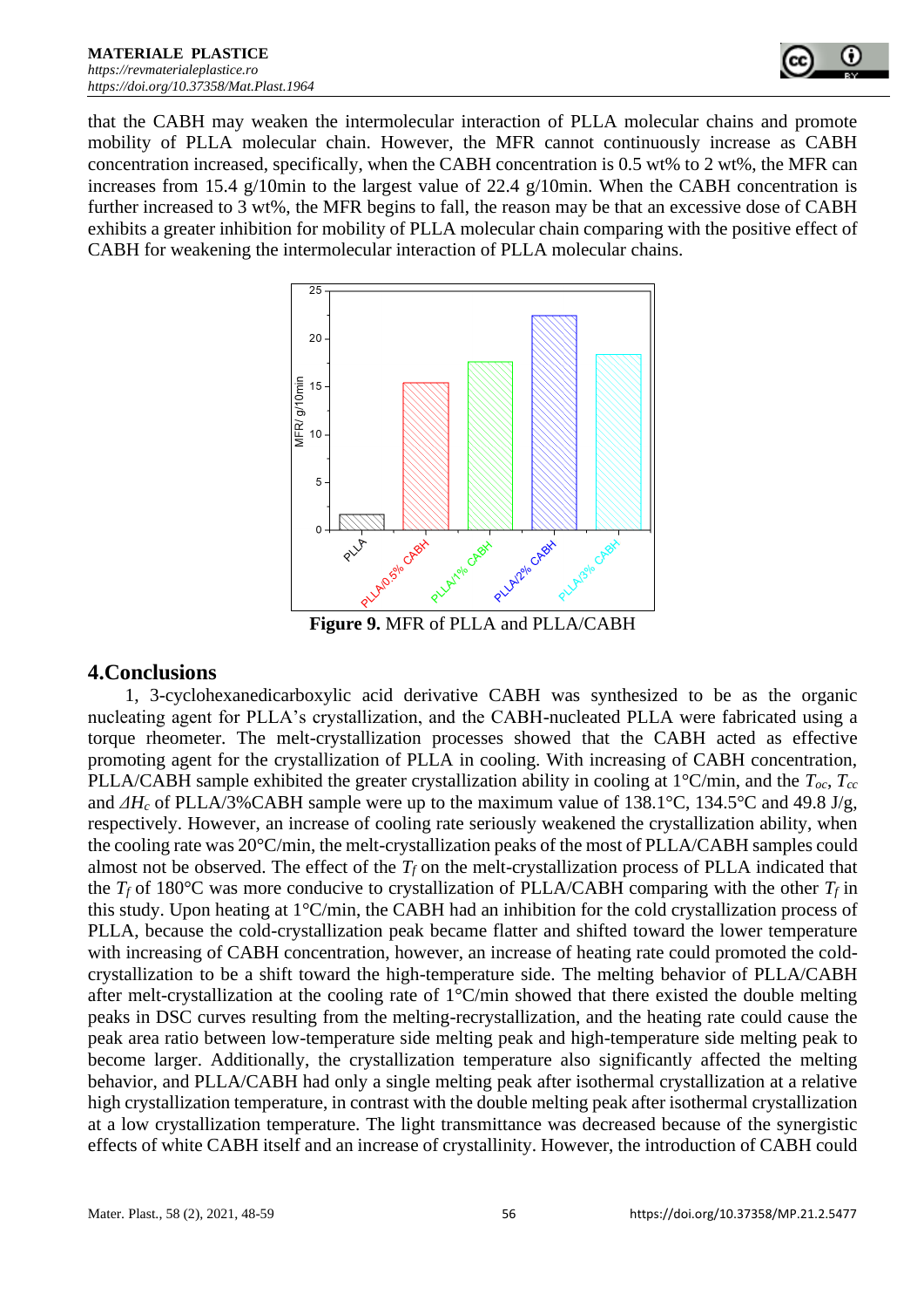that the CABH may weaken the intermolecular interaction of PLLA molecular chains and promote mobility of PLLA molecular chain. However, the MFR cannot continuously increase as CABH concentration increased, specifically, when the CABH concentration is 0.5 wt% to 2 wt%, the MFR can increases from 15.4 g/10min to the largest value of 22.4 g/10min. When the CABH concentration is further increased to 3 wt%, the MFR begins to fall, the reason may be that an excessive dose of CABH exhibits a greater inhibition for mobility of PLLA molecular chain comparing with the positive effect of CABH for weakening the intermolecular interaction of PLLA molecular chains.

**Figure 9.** MFR of PLLA and PLLA/CABH

## 4.Conclusions

1, 3-cyclohexanedicarboxylic acid derivative CABH was synthesized to be as the organic nucleating agent for PLLA's crystallization, and the CABH-nucleated PLLA were fabricated using a torque rheometer. The melt-crystallization processes showed that the CABH acted as effective promoting agent for the crystallization of PLLA in cooling. With increasing of CABH concentration, PLLA/CABH sample exhibited the greater crystallization ability in cooling at 1°C/min, and the $T_{oc}$, $T_{cc}$ and $\Delta H_c$ of PLLA/3%CABH sample were up to the maximum value of 138.1°C, 134.5°C and 49.8 J/g, respectively. However, an increase of cooling rate seriously weakened the crystallization ability, when the cooling rate was 20°C/min, the melt-crystallization peaks of the most of PLLA/CABH samples could almost not be observed. The effect of the $T_f$ on the melt-crystallization process of PLLA indicated that the $T_f$ of 180°C was more conducive to crystallization of PLLA/CABH comparing with the other $T_f$ in this study. Upon heating at 1°C/min, the CABH had an inhibition for the cold crystallization process of PLLA, because the cold-crystallization peak became flatter and shifted toward the lower temperature with increasing of CABH concentration, however, an increase of heating rate could promoted the cold-crystallization to be a shift toward the high-temperature side. The melting behavior of PLLA/CABH after melt-crystallization at the cooling rate of 1°C/min showed that there existed the double melting peaks in DSC curves resulting from the melting-recrystallization, and the heating rate could cause the peak area ratio between low-temperature side melting peak and high-temperature side melting peak to become larger. Additionally, the crystallization temperature also significantly affected the melting behavior, and PLLA/CABH had only a single melting peak after isothermal crystallization at a relative high crystallization temperature, in contrast with the double melting peak after isothermal crystallization at a low crystallization temperature. The light transmittance was decreased because of the synergistic effects of white CABH itself and an increase of crystallinity. However, the introduction of CABH could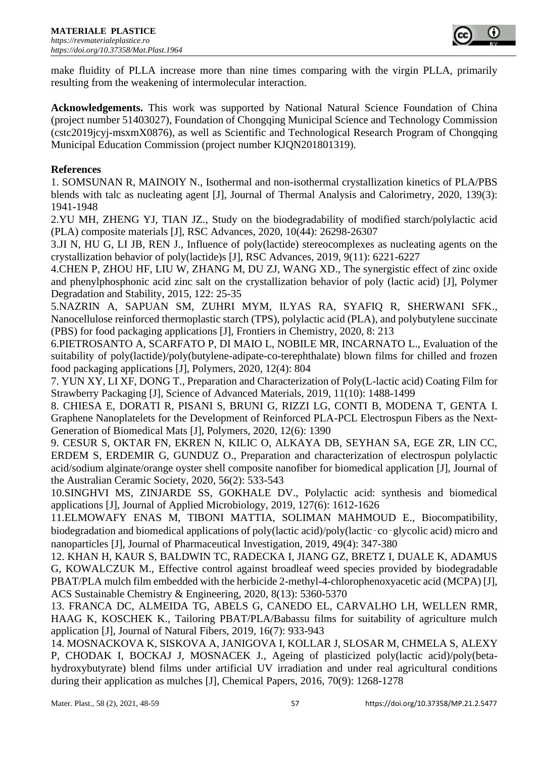make fluidity of PLLA increase more than nine times comparing with the virgin PLLA, primarily resulting from the weakening of intermolecular interaction.

**Acknowledgements.** This work was supported by National Natural Science Foundation of China (project number 51403027), Foundation of Chongqing Municipal Science and Technology Commission (cstc2019jcyj-msxmX0876), as well as Scientific and Technological Research Program of Chongqing Municipal Education Commission (project number KJQN201801319).

**References**

1. SOMSUNAN R, MAINOIY N., Isothermal and non-isothermal crystallization kinetics of PLA/PBS blends with talc as nucleating agent [J], Journal of Thermal Analysis and Calorimetry, 2020, 139(3): 1941-1948

2.YU MH, ZHENG YJ, TIAN JZ., Study on the biodegradability of modified starch/polylactic acid (PLA) composite materials [J], RSC Advances, 2020, 10(44): 26298-26307

3.JI N, HU G, LI JB, REN J., Influence of poly(lactide) stereocomplexes as nucleating agents on the crystallization behavior of poly(lactide)s [J], RSC Advances, 2019, 9(11): 6221-6227

4.CHEN P, ZHOU HF, LIU W, ZHANG M, DU ZJ, WANG XD., The synergistic effect of zinc oxide and phenylphosphonic acid zinc salt on the crystallization behavior of poly (lactic acid) [J], Polymer Degradation and Stability, 2015, 122: 25-35

5.NAZRIN A, SAPUAN SM, ZUHRI MYM, ILYAS RA, SYAFIQ R, SHERWANI SFK., Nanocellulose reinforced thermoplastic starch (TPS), polylactic acid (PLA), and polybutylene succinate (PBS) for food packaging applications [J], Frontiers in Chemistry, 2020, 8: 213

6.PIETROSANTO A, SCARFATO P, DI MAIO L, NOBILE MR, INCARNATO L., Evaluation of the suitability of poly(lactide)/poly(butylene-adipate-co-terephthalate) blown films for chilled and frozen food packaging applications [J], Polymers, 2020, 12(4): 804

7. YUN XY, LI XF, DONG T., Preparation and Characterization of Poly(L-lactic acid) Coating Film for Strawberry Packaging [J], Science of Advanced Materials, 2019, 11(10): 1488-1499

8. CHIESA E, DORATI R, PISANI S, BRUNI G, RIZZI LG, CONTI B, MODENA T, GENTA I. Graphene Nanoplatelets for the Development of Reinforced PLA-PCL Electrospun Fibers as the Next-Generation of Biomedical Mats [J], Polymers, 2020, 12(6): 1390

9. CESUR S, OKTAR FN, EKREN N, KILIC O, ALKAYA DB, SEYHAN SA, EGE ZR, LIN CC, ERDEM S, ERDEMIR G, GUNDUZ O., Preparation and characterization of electrospun polylactic acid/sodium alginate/orange oyster shell composite nanofiber for biomedical application [J], Journal of the Australian Ceramic Society, 2020, 56(2): 533-543

10.SINGHVI MS, ZINJARDE SS, GOKHALE DV., Polylactic acid: synthesis and biomedical applications [J], Journal of Applied Microbiology, 2019, 127(6): 1612-1626

11.ELMOWAFY ENAS M, TIBONI MATTIA, SOLIMAN MAHMOUD E., Biocompatibility, biodegradation and biomedical applications of poly(lactic acid)/poly(lactic‑co‑glycolic acid) micro and nanoparticles [J], Journal of Pharmaceutical Investigation, 2019, 49(4): 347-380

12. KHAN H, KAUR S, BALDWIN TC, RADECKA I, JIANG GZ, BRETZ I, DUALE K, ADAMUS G, KOWALCZUK M., Effective control against broadleaf weed species provided by biodegradable PBAT/PLA mulch film embedded with the herbicide 2-methyl-4-chlorophenoxyacetic acid (MCPA) [J], ACS Sustainable Chemistry & Engineering, 2020, 8(13): 5360-5370

13. FRANCA DC, ALMEIDA TG, ABELS G, CANEDO EL, CARVALHO LH, WELLEN RMR, HAAG K, KOSCHEK K., Tailoring PBAT/PLA/Babassu films for suitability of agriculture mulch application [J], Journal of Natural Fibers, 2019, 16(7): 933-943

14. MOSNACKOVA K, SISKOVA A, JANIGOVA I, KOLLAR J, SLOSAR M, CHMELA S, ALEXY P, CHODAK I, BOCKAJ J, MOSNACEK J., Ageing of plasticized poly(lactic acid)/poly(beta-hydroxybutyrate) blend films under artificial UV irradiation and under real agricultural conditions during their application as mulches [J], Chemical Papers, 2016, 70(9): 1268-1278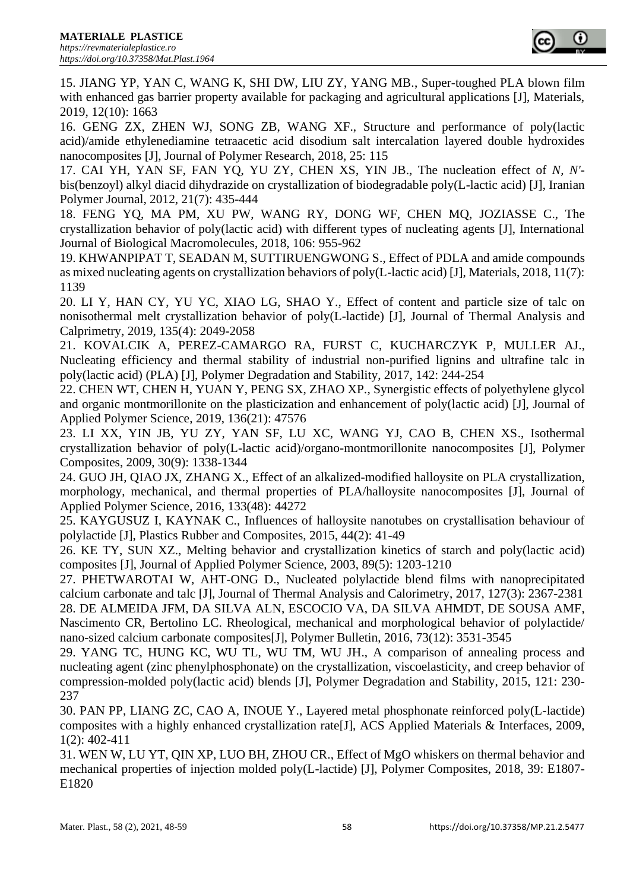15. JIANG YP, YAN C, WANG K, SHI DW, LIU ZY, YANG MB., Super-toughed PLA blown film with enhanced gas barrier property available for packaging and agricultural applications [J], Materials, 2019, 12(10): 1663

16. GENG ZX, ZHEN WJ, SONG ZB, WANG XF., Structure and performance of poly(lactic acid)/amide ethylenediamine tetraacetic acid disodium salt intercalation layered double hydroxides nanocomposites [J], Journal of Polymer Research, 2018, 25: 115

17. CAI YH, YAN SF, FAN YQ, YU ZY, CHEN XS, YIN JB., The nucleation effect of *N, N'*-bis(benzoyl) alkyl diacid dihydrazide on crystallization of biodegradable poly(L-lactic acid) [J], Iranian Polymer Journal, 2012, 21(7): 435-444

18. FENG YQ, MA PM, XU PW, WANG RY, DONG WF, CHEN MQ, JOZIASSE C., The crystallization behavior of poly(lactic acid) with different types of nucleating agents [J], International Journal of Biological Macromolecules, 2018, 106: 955-962

19. KHWANPIPAT T, SEADAN M, SUTTIRUENGWONG S., Effect of PDLA and amide compounds as mixed nucleating agents on crystallization behaviors of poly(L-lactic acid) [J], Materials, 2018, 11(7): 1139

20. LI Y, HAN CY, YU YC, XIAO LG, SHAO Y., Effect of content and particle size of talc on nonisothermal melt crystallization behavior of poly(L-lactide) [J], Journal of Thermal Analysis and Calprimetry, 2019, 135(4): 2049-2058

21. KOVALCIK A, PEREZ-CAMARGO RA, FURST C, KUCHARCZYK P, MULLER AJ., Nucleating efficiency and thermal stability of industrial non-purified lignins and ultrafine talc in poly(lactic acid) (PLA) [J], Polymer Degradation and Stability, 2017, 142: 244-254

22. CHEN WT, CHEN H, YUAN Y, PENG SX, ZHAO XP., Synergistic effects of polyethylene glycol and organic montmorillonite on the plasticization and enhancement of poly(lactic acid) [J], Journal of Applied Polymer Science, 2019, 136(21): 47576

23. LI XX, YIN JB, YU ZY, YAN SF, LU XC, WANG YJ, CAO B, CHEN XS., Isothermal crystallization behavior of poly(L-lactic acid)/organo-montmorillonite nanocomposites [J], Polymer Composites, 2009, 30(9): 1338-1344

24. GUO JH, QIAO JX, ZHANG X., Effect of an alkalized-modified halloysite on PLA crystallization, morphology, mechanical, and thermal properties of PLA/halloysite nanocomposites [J], Journal of Applied Polymer Science, 2016, 133(48): 44272

25. KAYGUSUZ I, KAYNAK C., Influences of halloysite nanotubes on crystallisation behaviour of polylactide [J], Plastics Rubber and Composites, 2015, 44(2): 41-49

26. KE TY, SUN XZ., Melting behavior and crystallization kinetics of starch and poly(lactic acid) composites [J], Journal of Applied Polymer Science, 2003, 89(5): 1203-1210

27. PHETWAROTAI W, AHT-ONG D., Nucleated polylactide blend films with nanoprecipitated calcium carbonate and talc [J], Journal of Thermal Analysis and Calorimetry, 2017, 127(3): 2367-2381

28. DE ALMEIDA JFM, DA SILVA ALN, ESCOCIO VA, DA SILVA AHMDT, DE SOUSA AMF, Nascimento CR, Bertolino LC. Rheological, mechanical and morphological behavior of polylactide/ nano-sized calcium carbonate composites[J], Polymer Bulletin, 2016, 73(12): 3531-3545

29. YANG TC, HUNG KC, WU TL, WU TM, WU JH., A comparison of annealing process and nucleating agent (zinc phenylphosphonate) on the crystallization, viscoelasticity, and creep behavior of compression-molded poly(lactic acid) blends [J], Polymer Degradation and Stability, 2015, 121: 230-237

30. PAN PP, LIANG ZC, CAO A, INOUE Y., Layered metal phosphonate reinforced poly(L-lactide) composites with a highly enhanced crystallization rate[J], ACS Applied Materials & Interfaces, 2009, 1(2): 402-411

31. WEN W, LU YT, QIN XP, LUO BH, ZHOU CR., Effect of MgO whiskers on thermal behavior and mechanical properties of injection molded poly(L-lactide) [J], Polymer Composites, 2018, 39: E1807-E1820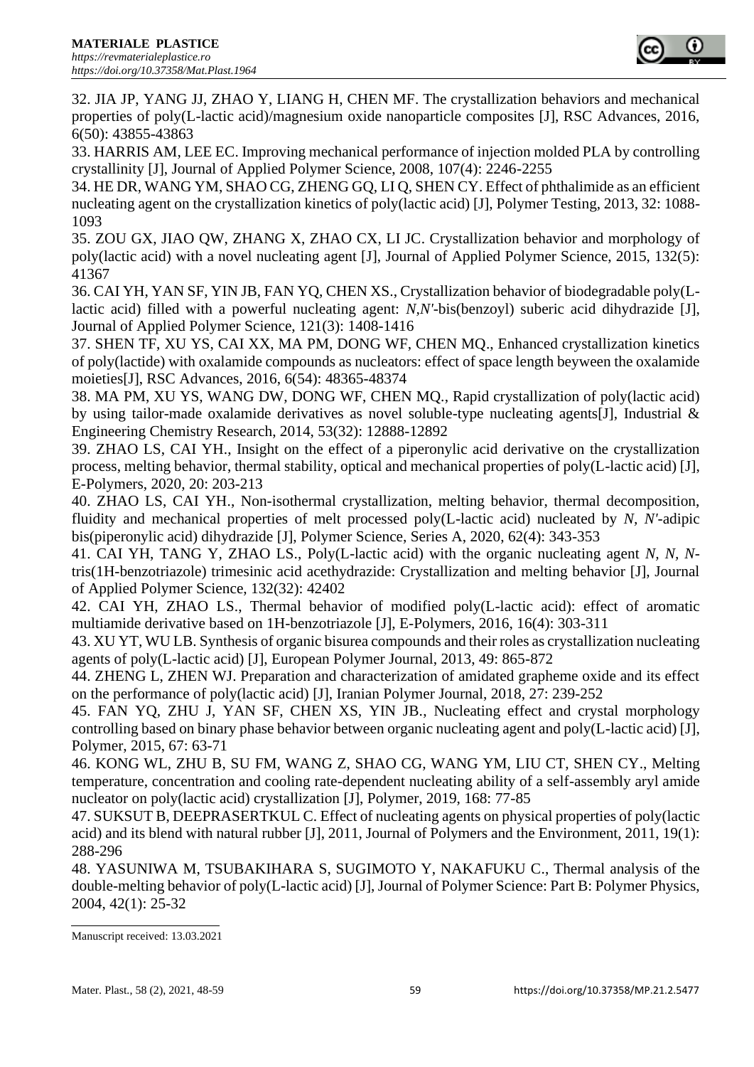32. JIA JP, YANG JJ, ZHAO Y, LIANG H, CHEN MF. The crystallization behaviors and mechanical properties of poly(L-lactic acid)/magnesium oxide nanoparticle composites [J], RSC Advances, 2016, 6(50): 43855-43863

33. HARRIS AM, LEE EC. Improving mechanical performance of injection molded PLA by controlling crystallinity [J], Journal of Applied Polymer Science, 2008, 107(4): 2246-2255

34. HE DR, WANG YM, SHAO CG, ZHENG GQ, LI Q, SHEN CY. Effect of phthalimide as an efficient nucleating agent on the crystallization kinetics of poly(lactic acid) [J], Polymer Testing, 2013, 32: 1088-1093

35. ZOU GX, JIAO QW, ZHANG X, ZHAO CX, LI JC. Crystallization behavior and morphology of poly(lactic acid) with a novel nucleating agent [J], Journal of Applied Polymer Science, 2015, 132(5): 41367

36. CAI YH, YAN SF, YIN JB, FAN YQ, CHEN XS., Crystallization behavior of biodegradable poly(L-lactic acid) filled with a powerful nucleating agent: *N*,*N'*-bis(benzoyl) suberic acid dihydrazide [J], Journal of Applied Polymer Science, 121(3): 1408-1416

37. SHEN TF, XU YS, CAI XX, MA PM, DONG WF, CHEN MQ., Enhanced crystallization kinetics of poly(lactide) with oxalamide compounds as nucleators: effect of space length beyween the oxalamide moieties[J], RSC Advances, 2016, 6(54): 48365-48374

38. MA PM, XU YS, WANG DW, DONG WF, CHEN MQ., Rapid crystallization of poly(lactic acid) by using tailor-made oxalamide derivatives as novel soluble-type nucleating agents[J], Industrial & Engineering Chemistry Research, 2014, 53(32): 12888-12892

39. ZHAO LS, CAI YH., Insight on the effect of a piperonylic acid derivative on the crystallization process, melting behavior, thermal stability, optical and mechanical properties of poly(L-lactic acid) [J], E-Polymers, 2020, 20: 203-213

40. ZHAO LS, CAI YH., Non-isothermal crystallization, melting behavior, thermal decomposition, fluidity and mechanical properties of melt processed poly(L-lactic acid) nucleated by *N*, *N'*-adipic bis(piperonylic acid) dihydrazide [J], Polymer Science, Series A, 2020, 62(4): 343-353

41. CAI YH, TANG Y, ZHAO LS., Poly(L-lactic acid) with the organic nucleating agent *N*, *N*, *N*-tris(1H-benzotriazole) trimesinic acid acethydrazide: Crystallization and melting behavior [J], Journal of Applied Polymer Science, 132(32): 42402

42. CAI YH, ZHAO LS., Thermal behavior of modified poly(L-lactic acid): effect of aromatic multiamide derivative based on 1H-benzotriazole [J], E-Polymers, 2016, 16(4): 303-311

43. XU YT, WU LB. Synthesis of organic bisurea compounds and their roles as crystallization nucleating agents of poly(L-lactic acid) [J], European Polymer Journal, 2013, 49: 865-872

44. ZHENG L, ZHEN WJ. Preparation and characterization of amidated grapheme oxide and its effect on the performance of poly(lactic acid) [J], Iranian Polymer Journal, 2018, 27: 239-252

45. FAN YQ, ZHU J, YAN SF, CHEN XS, YIN JB., Nucleating effect and crystal morphology controlling based on binary phase behavior between organic nucleating agent and poly(L-lactic acid) [J], Polymer, 2015, 67: 63-71

46. KONG WL, ZHU B, SU FM, WANG Z, SHAO CG, WANG YM, LIU CT, SHEN CY., Melting temperature, concentration and cooling rate-dependent nucleating ability of a self-assembly aryl amide nucleator on poly(lactic acid) crystallization [J], Polymer, 2019, 168: 77-85

47. SUKSUT B, DEEPRASERTKUL C. Effect of nucleating agents on physical properties of poly(lactic acid) and its blend with natural rubber [J], 2011, Journal of Polymers and the Environment, 2011, 19(1): 288-296

48. YASUNIWA M, TSUBAKIHARA S, SUGIMOTO Y, NAKAFUKU C., Thermal analysis of the double-melting behavior of poly(L-lactic acid) [J], Journal of Polymer Science: Part B: Polymer Physics, 2004, 42(1): 25-32

Manuscript received: 13.03.2021